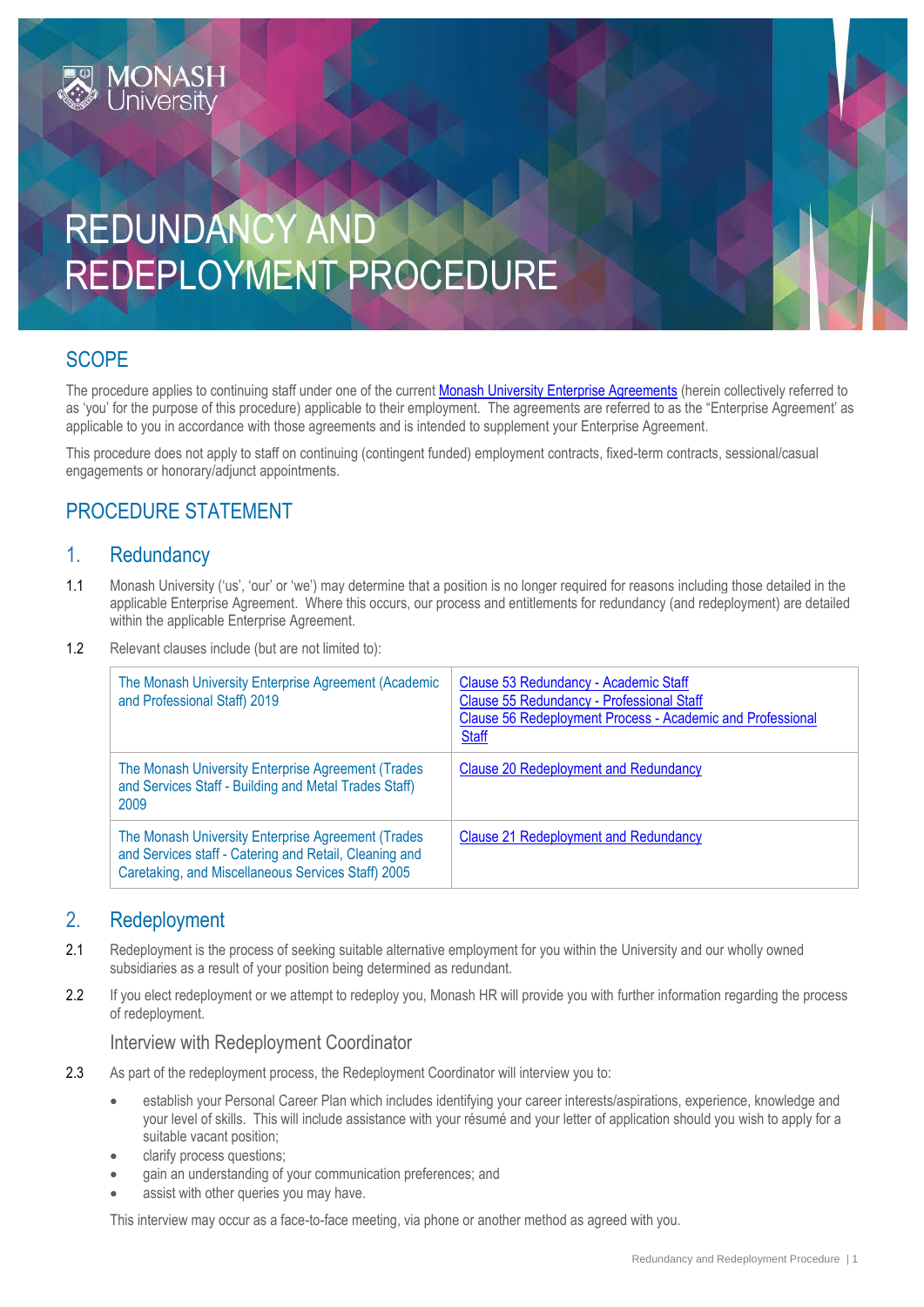# REDUNDANCY AND REDEPLOYMENT PROCEDURE

## SCOPE

The procedure applies to continuing staff under one of the current Monash University Enterprise Agreements (herein collectively referred to as 'you' for the purpose of this procedure) applicable to their employment. The agreements are referred to as the "Enterprise Agreement' as applicable to you in accordance with those agreements and is intended to supplement your Enterprise Agreement.

This procedure does not apply to staff on continuing (contingent funded) employment contracts, fixed-term contracts, sessional/casual engagements or honorary/adjunct appointments.

## PROCEDURE STATEMENT

### 1. Redundancy

1.1 Monash University ('us', 'our' or 'we') may determine that a position is no longer required for reasons including those detailed in the applicable Enterprise Agreement. Where this occurs, our process and entitlements for redundancy (and redeployment) are detailed within the applicable Enterprise Agreement.

1.2 Relevant clauses include (but are not limited to):

| | |
|---|---|
| The Monash University Enterprise Agreement (Academic and Professional Staff) 2019 | Clause 53 Redundancy - Academic Staff<br>Clause 55 Redundancy - Professional Staff<br>Clause 56 Redeployment Process - Academic and Professional Staff |
| The Monash University Enterprise Agreement (Trades and Services Staff - Building and Metal Trades Staff) 2009 | Clause 20 Redeployment and Redundancy |
| The Monash University Enterprise Agreement (Trades and Services staff - Catering and Retail, Cleaning and Caretaking, and Miscellaneous Services Staff) 2005 | Clause 21 Redeployment and Redundancy |

### 2. Redeployment

2.1 Redeployment is the process of seeking suitable alternative employment for you within the University and our wholly owned subsidiaries as a result of your position being determined as redundant.

2.2 If you elect redeployment or we attempt to redeploy you, Monash HR will provide you with further information regarding the process of redeployment.

#### Interview with Redeployment Coordinator

2.3 As part of the redeployment process, the Redeployment Coordinator will interview you to:

- establish your Personal Career Plan which includes identifying your career interests/aspirations, experience, knowledge and your level of skills. This will include assistance with your résumé and your letter of application should you wish to apply for a suitable vacant position;
- clarify process questions;
- gain an understanding of your communication preferences; and
- assist with other queries you may have.

This interview may occur as a face-to-face meeting, via phone or another method as agreed with you.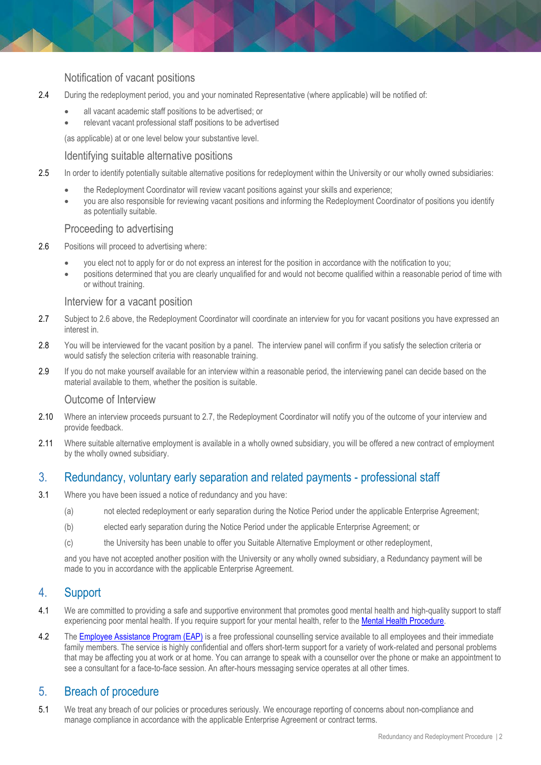### Notification of vacant positions

2.4 During the redeployment period, you and your nominated Representative (where applicable) will be notified of:

- all vacant academic staff positions to be advertised; or
- relevant vacant professional staff positions to be advertised

(as applicable) at or one level below your substantive level.

### Identifying suitable alternative positions

2.5 In order to identify potentially suitable alternative positions for redeployment within the University or our wholly owned subsidiaries:

- the Redeployment Coordinator will review vacant positions against your skills and experience;
- you are also responsible for reviewing vacant positions and informing the Redeployment Coordinator of positions you identify as potentially suitable.

### Proceeding to advertising

2.6 Positions will proceed to advertising where:

- you elect not to apply for or do not express an interest for the position in accordance with the notification to you;
- positions determined that you are clearly unqualified for and would not become qualified within a reasonable period of time with or without training.

### Interview for a vacant position

2.7 Subject to 2.6 above, the Redeployment Coordinator will coordinate an interview for you for vacant positions you have expressed an interest in.

2.8 You will be interviewed for the vacant position by a panel. The interview panel will confirm if you satisfy the selection criteria or would satisfy the selection criteria with reasonable training.

2.9 If you do not make yourself available for an interview within a reasonable period, the interviewing panel can decide based on the material available to them, whether the position is suitable.

### Outcome of Interview

2.10 Where an interview proceeds pursuant to 2.7, the Redeployment Coordinator will notify you of the outcome of your interview and provide feedback.

2.11 Where suitable alternative employment is available in a wholly owned subsidiary, you will be offered a new contract of employment by the wholly owned subsidiary.

## 3. Redundancy, voluntary early separation and related payments - professional staff

3.1 Where you have been issued a notice of redundancy and you have:

(a) not elected redeployment or early separation during the Notice Period under the applicable Enterprise Agreement;

(b) elected early separation during the Notice Period under the applicable Enterprise Agreement; or

(c) the University has been unable to offer you Suitable Alternative Employment or other redeployment,

and you have not accepted another position with the University or any wholly owned subsidiary, a Redundancy payment will be made to you in accordance with the applicable Enterprise Agreement.

## 4. Support

4.1 We are committed to providing a safe and supportive environment that promotes good mental health and high-quality support to staff experiencing poor mental health. If you require support for your mental health, refer to the Mental Health Procedure.

4.2 The Employee Assistance Program (EAP) is a free professional counselling service available to all employees and their immediate family members. The service is highly confidential and offers short-term support for a variety of work-related and personal problems that may be affecting you at work or at home. You can arrange to speak with a counsellor over the phone or make an appointment to see a consultant for a face-to-face session. An after-hours messaging service operates at all other times.

## 5. Breach of procedure

5.1 We treat any breach of our policies or procedures seriously. We encourage reporting of concerns about non-compliance and manage compliance in accordance with the applicable Enterprise Agreement or contract terms.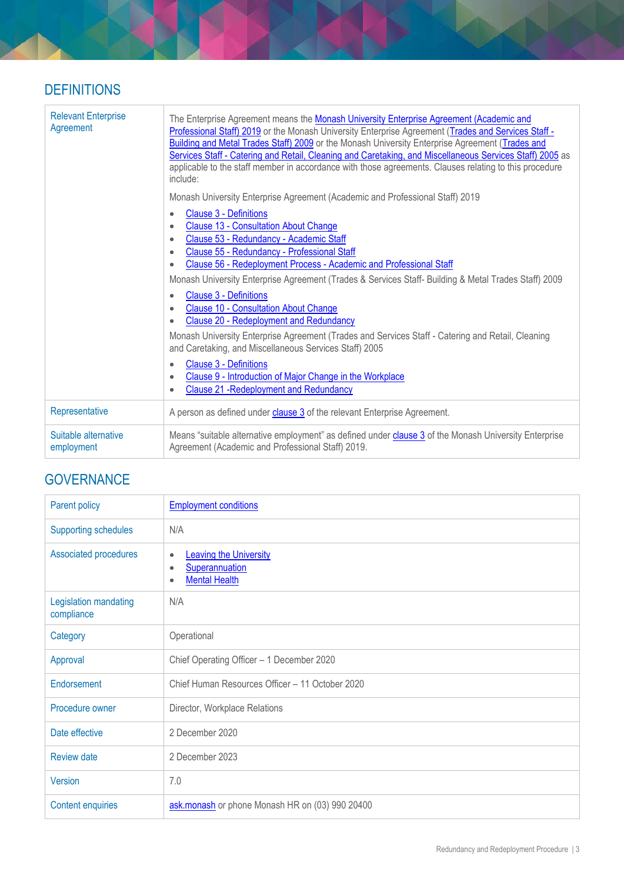## DEFINITIONS

| | |
|---|---|
| Relevant Enterprise Agreement | The Enterprise Agreement means the Monash University Enterprise Agreement (Academic and Professional Staff) 2019 or the Monash University Enterprise Agreement (Trades and Services Staff - Building and Metal Trades Staff) 2009 or the Monash University Enterprise Agreement (Trades and Services Staff - Catering and Retail, Cleaning and Caretaking, and Miscellaneous Services Staff) 2005 as applicable to the staff member in accordance with those agreements. Clauses relating to this procedure include:<br><br>Monash University Enterprise Agreement (Academic and Professional Staff) 2019<br>• Clause 3 - Definitions<br>• Clause 13 - Consultation About Change<br>• Clause 53 - Redundancy - Academic Staff<br>• Clause 55 - Redundancy - Professional Staff<br>• Clause 56 - Redeployment Process - Academic and Professional Staff<br><br>Monash University Enterprise Agreement (Trades & Services Staff- Building & Metal Trades Staff) 2009<br>• Clause 3 - Definitions<br>• Clause 10 - Consultation About Change<br>• Clause 20 - Redeployment and Redundancy<br><br>Monash University Enterprise Agreement (Trades and Services Staff - Catering and Retail, Cleaning and Caretaking, and Miscellaneous Services Staff) 2005<br>• Clause 3 - Definitions<br>• Clause 9 - Introduction of Major Change in the Workplace<br>• Clause 21 -Redeployment and Redundancy |
| Representative | A person as defined under clause 3 of the relevant Enterprise Agreement. |
| Suitable alternative employment | Means "suitable alternative employment" as defined under clause 3 of the Monash University Enterprise Agreement (Academic and Professional Staff) 2019. |

## GOVERNANCE

| | |
|---|---|
| Parent policy | Employment conditions |
| Supporting schedules | N/A |
| Associated procedures | • Leaving the University<br>• Superannuation<br>• Mental Health |
| Legislation mandating compliance | N/A |
| Category | Operational |
| Approval | Chief Operating Officer – 1 December 2020 |
| Endorsement | Chief Human Resources Officer – 11 October 2020 |
| Procedure owner | Director, Workplace Relations |
| Date effective | 2 December 2020 |
| Review date | 2 December 2023 |
| Version | 7.0 |
| Content enquiries | ask.monash or phone Monash HR on (03) 990 20400 |